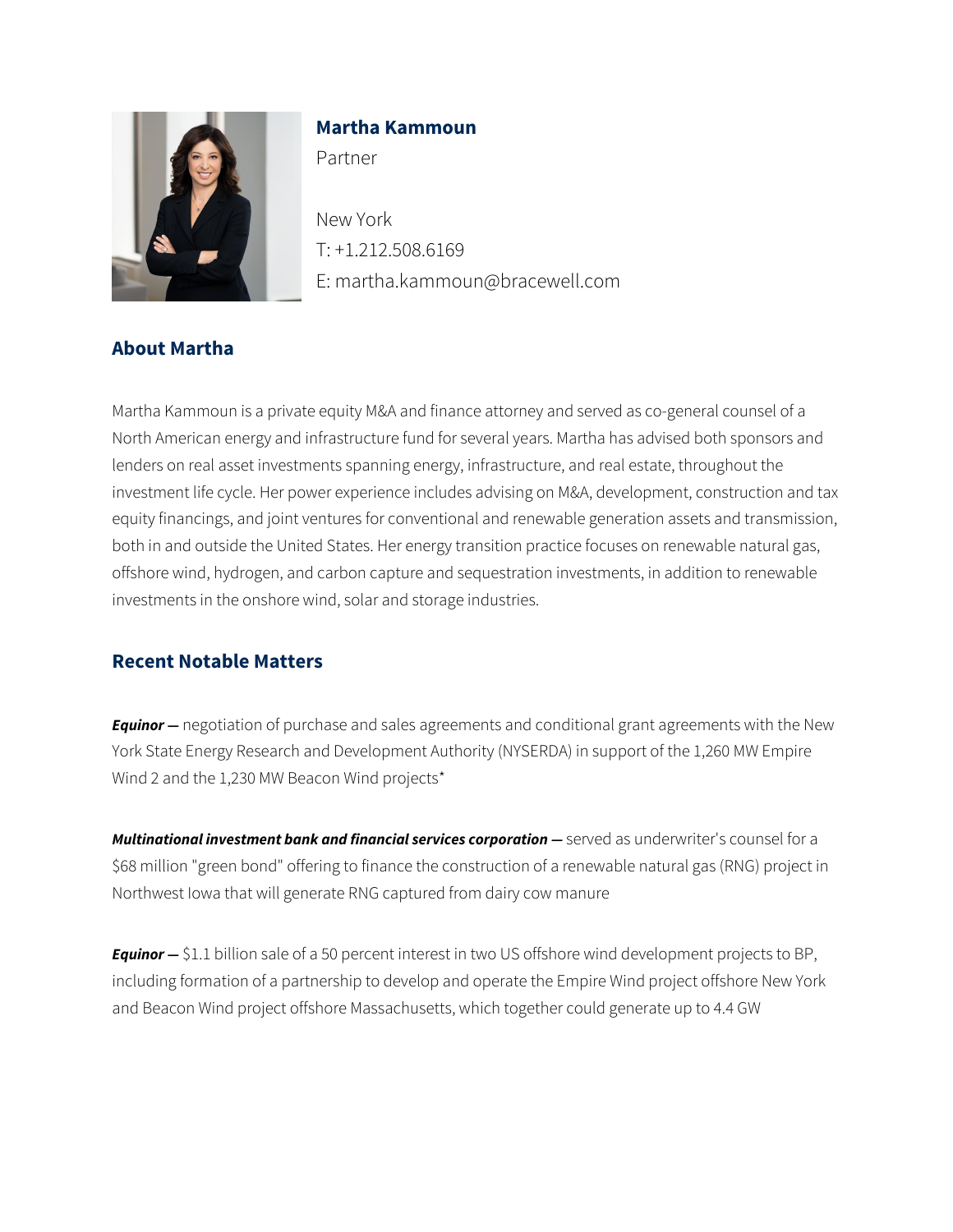# Martha Kammoun

Partner

New York
T: +1.212.508.6169
E: martha.kammoun@bracewell.com

## About Martha

Martha Kammoun is a private equity M&A and finance attorney and served as co-general counsel of a North American energy and infrastructure fund for several years. Martha has advised both sponsors and lenders on real asset investments spanning energy, infrastructure, and real estate, throughout the investment life cycle. Her power experience includes advising on M&A, development, construction and tax equity financings, and joint ventures for conventional and renewable generation assets and transmission, both in and outside the United States. Her energy transition practice focuses on renewable natural gas, offshore wind, hydrogen, and carbon capture and sequestration investments, in addition to renewable investments in the onshore wind, solar and storage industries.

## Recent Notable Matters

***Equinor —*** negotiation of purchase and sales agreements and conditional grant agreements with the New York State Energy Research and Development Authority (NYSERDA) in support of the 1,260 MW Empire Wind 2 and the 1,230 MW Beacon Wind projects*

***Multinational investment bank and financial services corporation —*** served as underwriter's counsel for a $68 million "green bond" offering to finance the construction of a renewable natural gas (RNG) project in Northwest Iowa that will generate RNG captured from dairy cow manure

***Equinor —*** $1.1 billion sale of a 50 percent interest in two US offshore wind development projects to BP, including formation of a partnership to develop and operate the Empire Wind project offshore New York and Beacon Wind project offshore Massachusetts, which together could generate up to 4.4 GW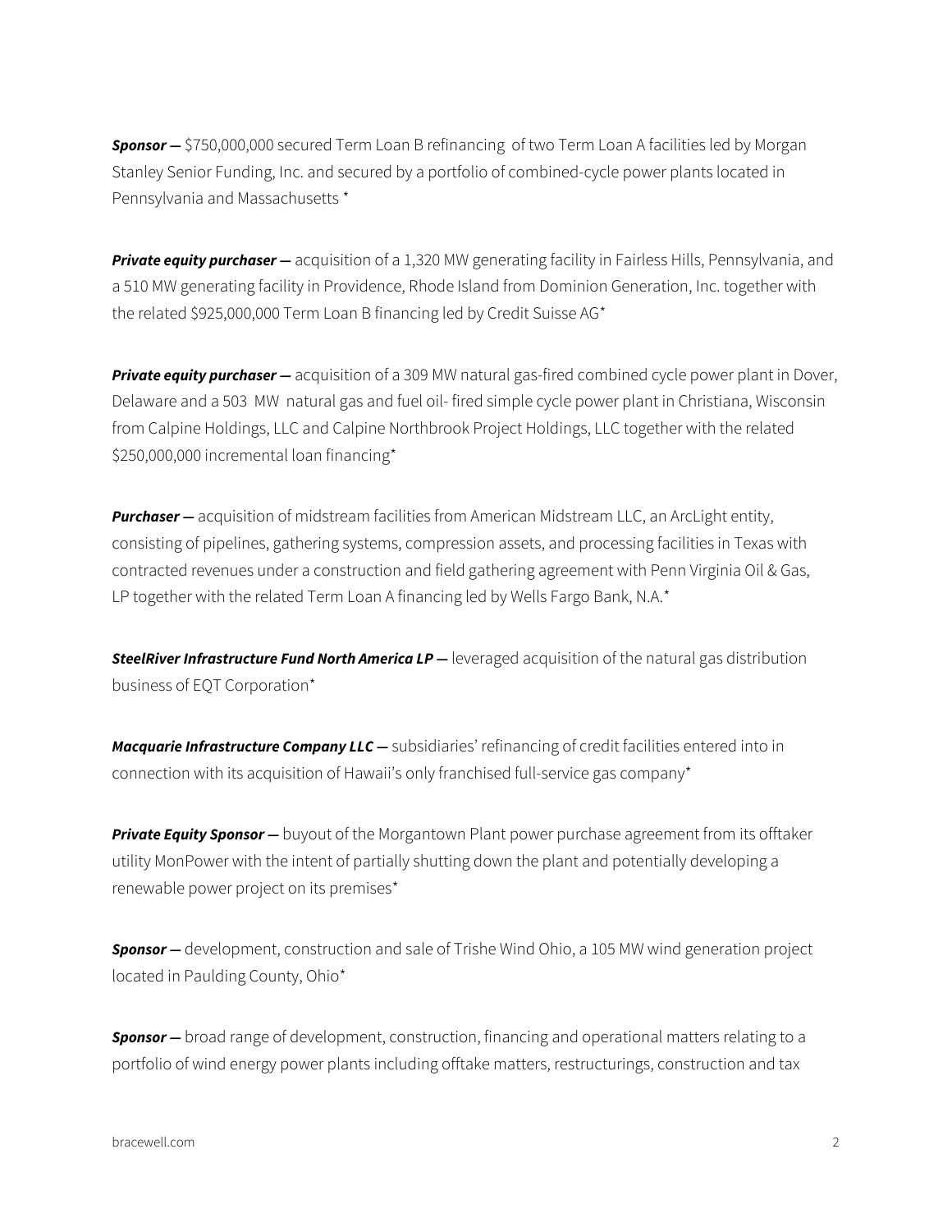***Sponsor —*** $750,000,000 secured Term Loan B refinancing of two Term Loan A facilities led by Morgan Stanley Senior Funding, Inc. and secured by a portfolio of combined-cycle power plants located in Pennsylvania and Massachusetts *

***Private equity purchaser —*** acquisition of a 1,320 MW generating facility in Fairless Hills, Pennsylvania, and a 510 MW generating facility in Providence, Rhode Island from Dominion Generation, Inc. together with the related $925,000,000 Term Loan B financing led by Credit Suisse AG*

***Private equity purchaser —*** acquisition of a 309 MW natural gas-fired combined cycle power plant in Dover, Delaware and a 503 MW natural gas and fuel oil- fired simple cycle power plant in Christiana, Wisconsin from Calpine Holdings, LLC and Calpine Northbrook Project Holdings, LLC together with the related $250,000,000 incremental loan financing*

***Purchaser —*** acquisition of midstream facilities from American Midstream LLC, an ArcLight entity, consisting of pipelines, gathering systems, compression assets, and processing facilities in Texas with contracted revenues under a construction and field gathering agreement with Penn Virginia Oil & Gas, LP together with the related Term Loan A financing led by Wells Fargo Bank, N.A.*

***SteelRiver Infrastructure Fund North America LP —*** leveraged acquisition of the natural gas distribution business of EQT Corporation*

***Macquarie Infrastructure Company LLC —*** subsidiaries' refinancing of credit facilities entered into in connection with its acquisition of Hawaii's only franchised full-service gas company*

***Private Equity Sponsor —*** buyout of the Morgantown Plant power purchase agreement from its offtaker utility MonPower with the intent of partially shutting down the plant and potentially developing a renewable power project on its premises*

***Sponsor —*** development, construction and sale of Trishe Wind Ohio, a 105 MW wind generation project located in Paulding County, Ohio*

***Sponsor —*** broad range of development, construction, financing and operational matters relating to a portfolio of wind energy power plants including offtake matters, restructurings, construction and tax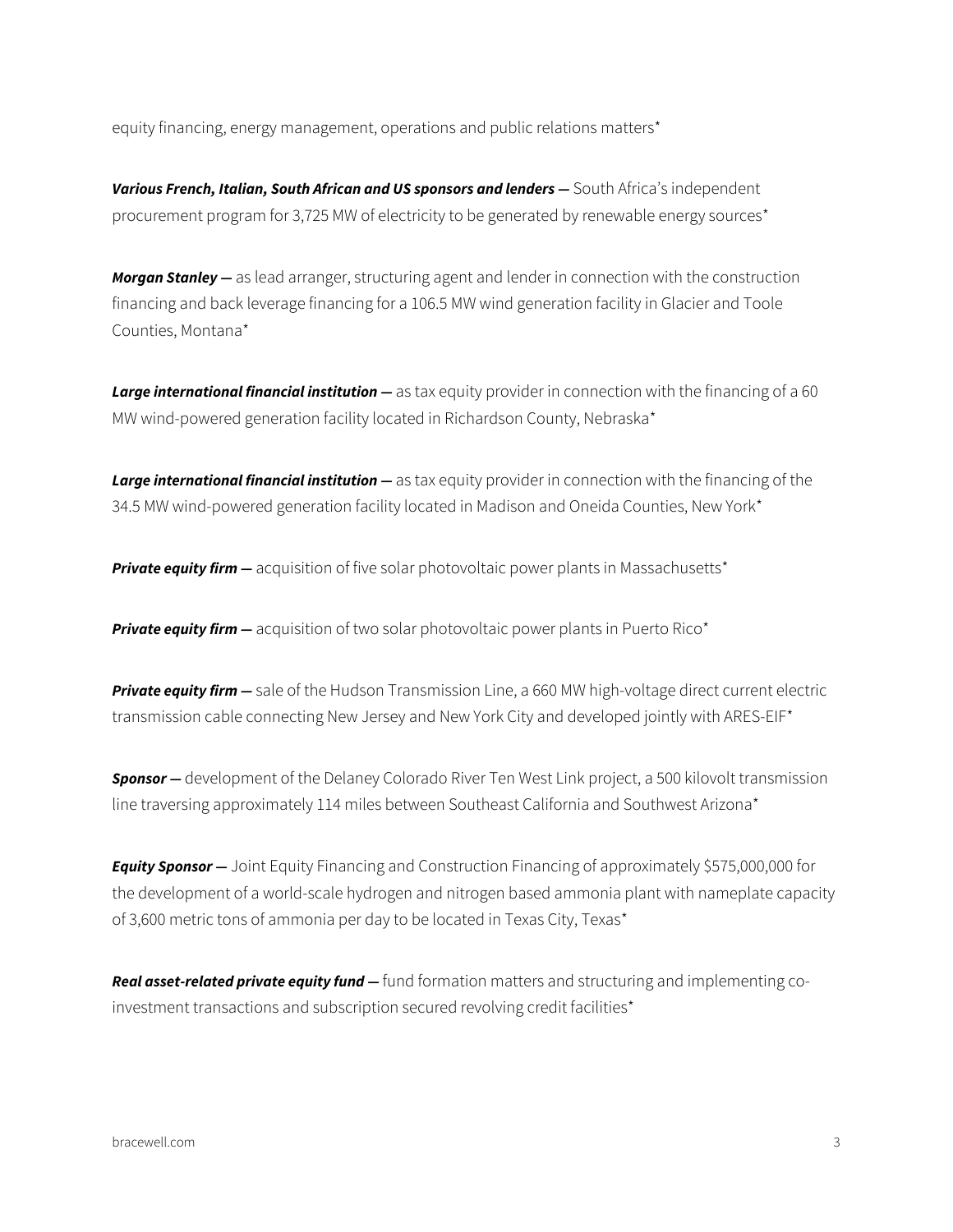equity financing, energy management, operations and public relations matters*

***Various French, Italian, South African and US sponsors and lenders —*** South Africa's independent procurement program for 3,725 MW of electricity to be generated by renewable energy sources*

***Morgan Stanley —*** as lead arranger, structuring agent and lender in connection with the construction financing and back leverage financing for a 106.5 MW wind generation facility in Glacier and Toole Counties, Montana*

***Large international financial institution —*** as tax equity provider in connection with the financing of a 60 MW wind-powered generation facility located in Richardson County, Nebraska*

***Large international financial institution —*** as tax equity provider in connection with the financing of the 34.5 MW wind-powered generation facility located in Madison and Oneida Counties, New York*

***Private equity firm —*** acquisition of five solar photovoltaic power plants in Massachusetts*

***Private equity firm —*** acquisition of two solar photovoltaic power plants in Puerto Rico*

***Private equity firm —*** sale of the Hudson Transmission Line, a 660 MW high-voltage direct current electric transmission cable connecting New Jersey and New York City and developed jointly with ARES-EIF*

***Sponsor —*** development of the Delaney Colorado River Ten West Link project, a 500 kilovolt transmission line traversing approximately 114 miles between Southeast California and Southwest Arizona*

***Equity Sponsor —*** Joint Equity Financing and Construction Financing of approximately $575,000,000 for the development of a world-scale hydrogen and nitrogen based ammonia plant with nameplate capacity of 3,600 metric tons of ammonia per day to be located in Texas City, Texas*

***Real asset-related private equity fund —*** fund formation matters and structuring and implementing co-investment transactions and subscription secured revolving credit facilities*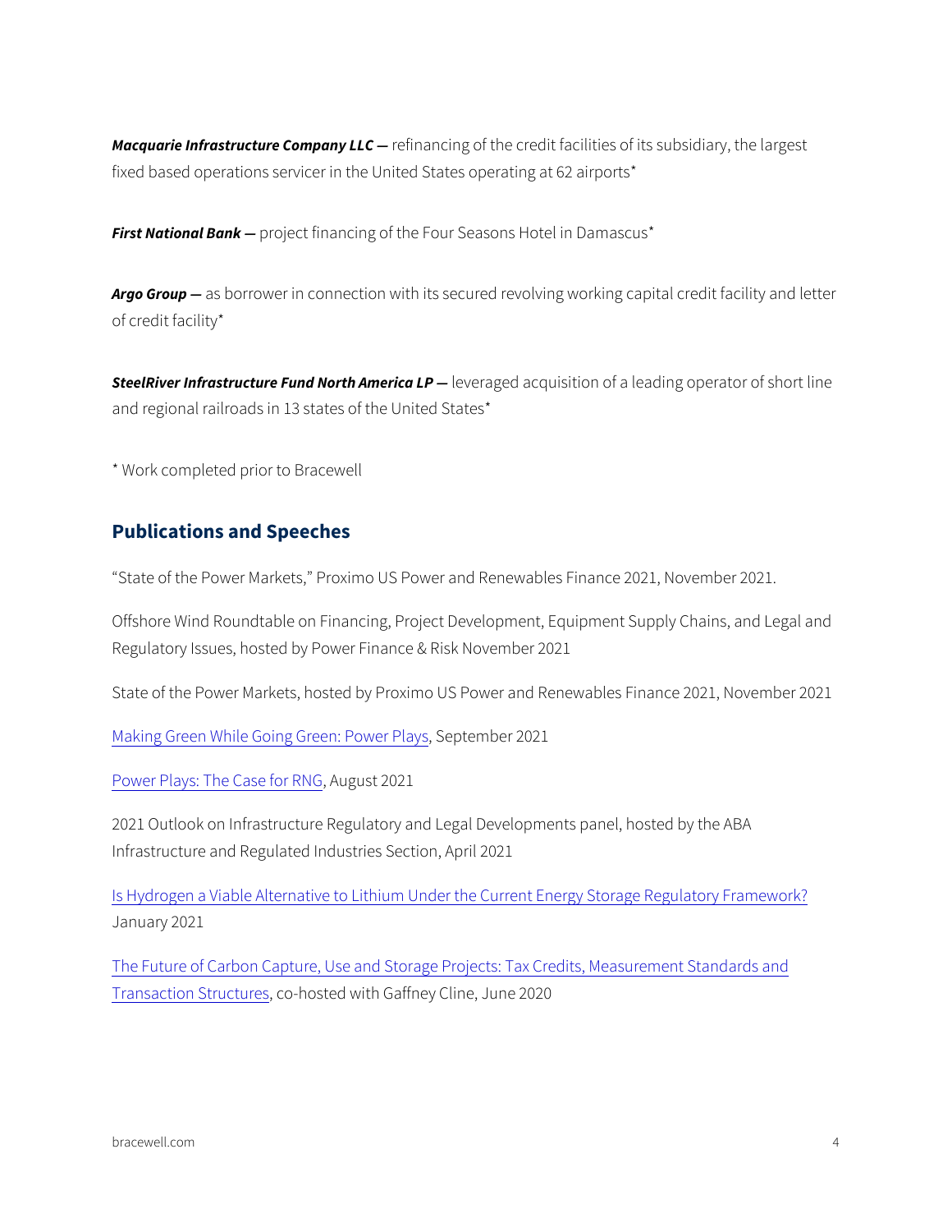***Macquarie Infrastructure Company LLC —*** refinancing of the credit facilities of its subsidiary, the largest fixed based operations servicer in the United States operating at 62 airports*

***First National Bank —*** project financing of the Four Seasons Hotel in Damascus*

***Argo Group —*** as borrower in connection with its secured revolving working capital credit facility and letter of credit facility*

***SteelRiver Infrastructure Fund North America LP —*** leveraged acquisition of a leading operator of short line and regional railroads in 13 states of the United States*

* Work completed prior to Bracewell

## Publications and Speeches

"State of the Power Markets," Proximo US Power and Renewables Finance 2021, November 2021.

Offshore Wind Roundtable on Financing, Project Development, Equipment Supply Chains, and Legal and Regulatory Issues, hosted by Power Finance & Risk November 2021

State of the Power Markets, hosted by Proximo US Power and Renewables Finance 2021, November 2021

Making Green While Going Green: Power Plays, September 2021

Power Plays: The Case for RNG, August 2021

2021 Outlook on Infrastructure Regulatory and Legal Developments panel, hosted by the ABA Infrastructure and Regulated Industries Section, April 2021

Is Hydrogen a Viable Alternative to Lithium Under the Current Energy Storage Regulatory Framework? January 2021

The Future of Carbon Capture, Use and Storage Projects: Tax Credits, Measurement Standards and Transaction Structures, co-hosted with Gaffney Cline, June 2020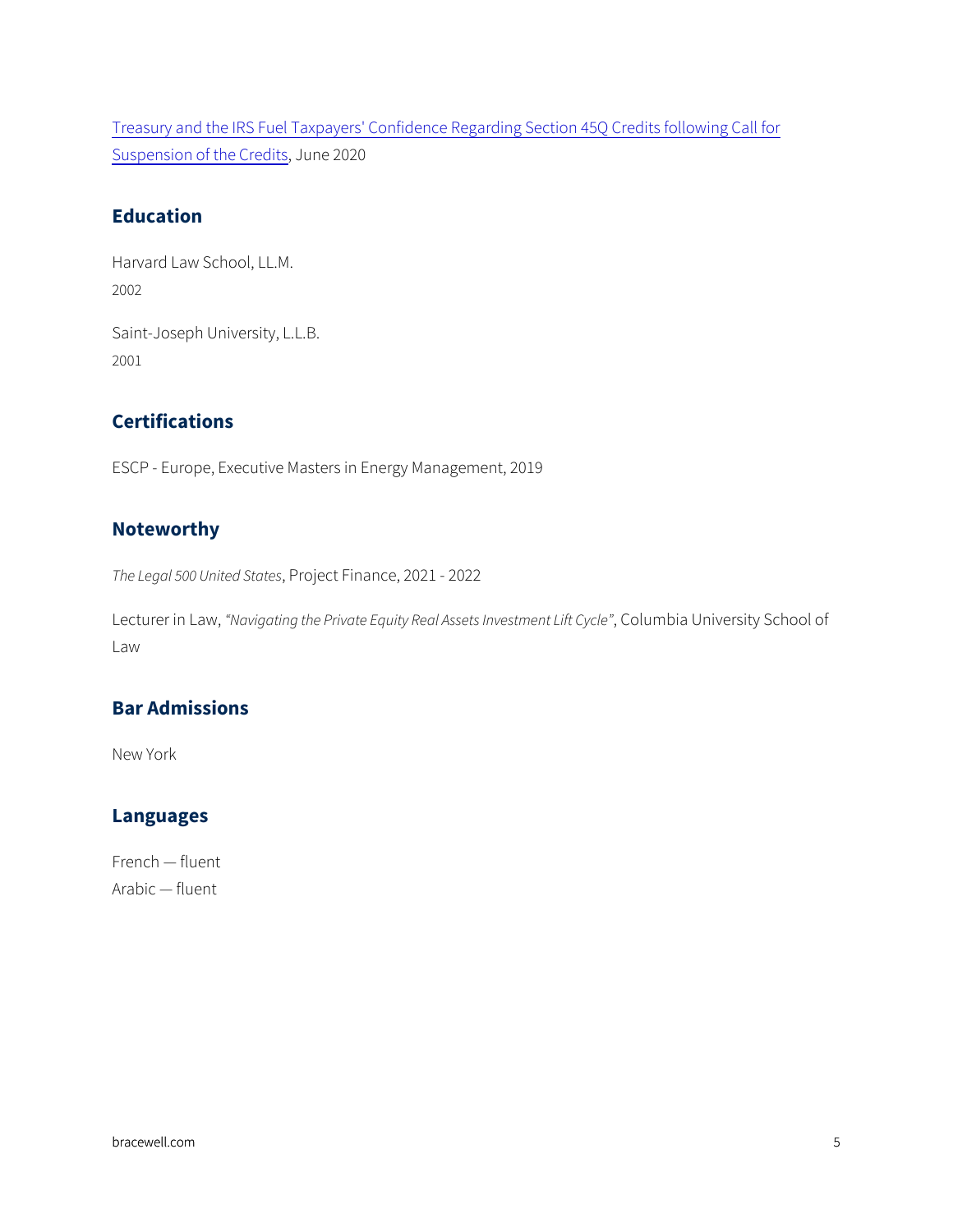[Treasury and the IRS Fuel Taxpayers' Confidence Regarding Section 45Q Credits following Call for Suspension of the Credits](), June 2020

## Education

Harvard Law School, LL.M.
2002

Saint-Joseph University, L.L.B.
2001

## Certifications

ESCP - Europe, Executive Masters in Energy Management, 2019

## Noteworthy

*The Legal 500 United States*, Project Finance, 2021 - 2022

Lecturer in Law, *"Navigating the Private Equity Real Assets Investment Lift Cycle"*, Columbia University School of Law

## Bar Admissions

New York

## Languages

French — fluent
Arabic — fluent